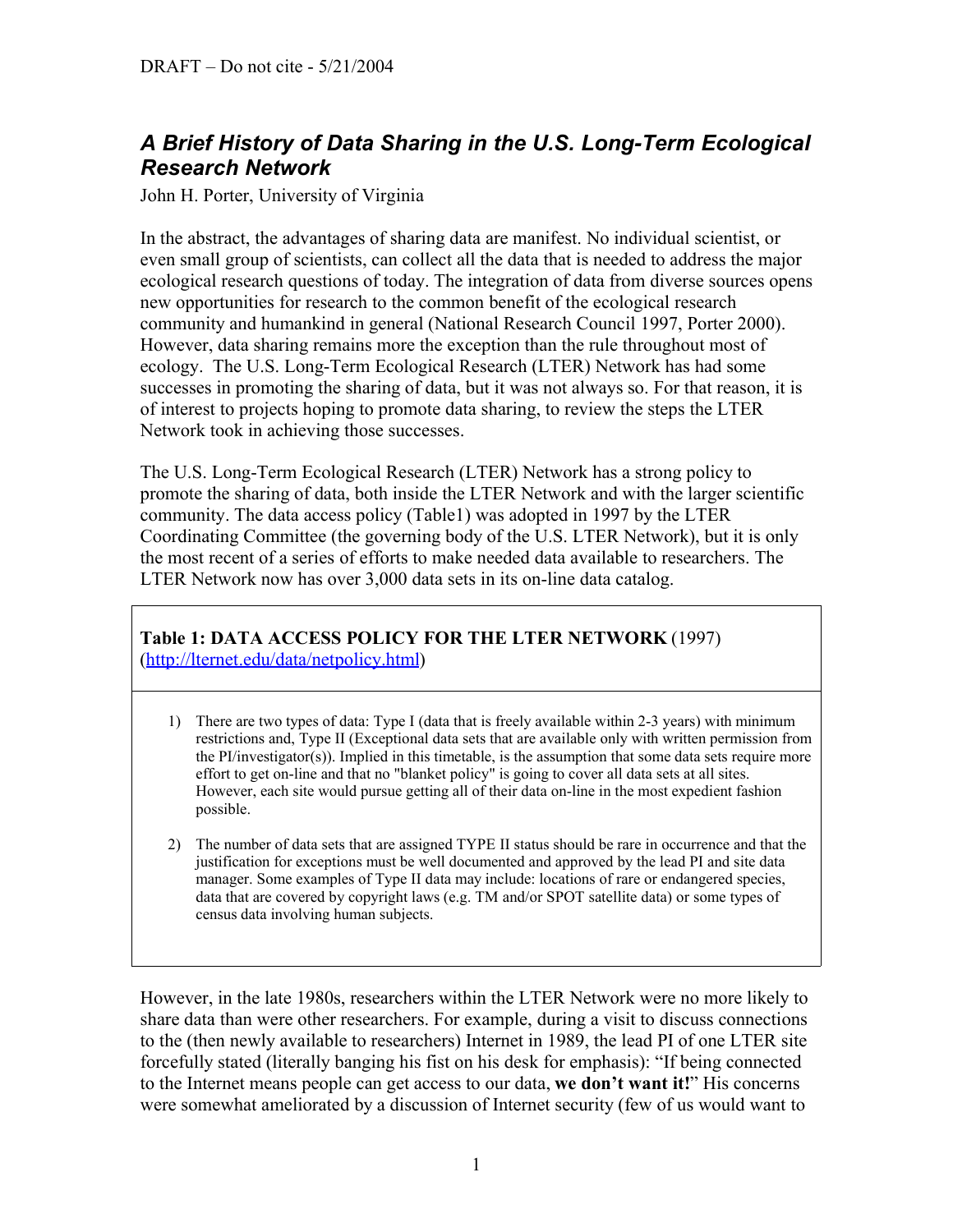DRAFT – Do not cite - 5/21/2004

# *A Brief History of Data Sharing in the U.S. Long-Term Ecological Research Network*

John H. Porter, University of Virginia

In the abstract, the advantages of sharing data are manifest. No individual scientist, or even small group of scientists, can collect all the data that is needed to address the major ecological research questions of today. The integration of data from diverse sources opens new opportunities for research to the common benefit of the ecological research community and humankind in general (National Research Council 1997, Porter 2000). However, data sharing remains more the exception than the rule throughout most of ecology. The U.S. Long-Term Ecological Research (LTER) Network has had some successes in promoting the sharing of data, but it was not always so. For that reason, it is of interest to projects hoping to promote data sharing, to review the steps the LTER Network took in achieving those successes.

The U.S. Long-Term Ecological Research (LTER) Network has a strong policy to promote the sharing of data, both inside the LTER Network and with the larger scientific community. The data access policy (Table1) was adopted in 1997 by the LTER Coordinating Committee (the governing body of the U.S. LTER Network), but it is only the most recent of a series of efforts to make needed data available to researchers. The LTER Network now has over 3,000 data sets in its on-line data catalog.

**Table 1: DATA ACCESS POLICY FOR THE LTER NETWORK** (1997) (http://lternet.edu/data/netpolicy.html)

1) There are two types of data: Type I (data that is freely available within 2-3 years) with minimum restrictions and, Type II (Exceptional data sets that are available only with written permission from the PI/investigator(s)). Implied in this timetable, is the assumption that some data sets require more effort to get on-line and that no "blanket policy" is going to cover all data sets at all sites. However, each site would pursue getting all of their data on-line in the most expedient fashion possible.

2) The number of data sets that are assigned TYPE II status should be rare in occurrence and that the justification for exceptions must be well documented and approved by the lead PI and site data manager. Some examples of Type II data may include: locations of rare or endangered species, data that are covered by copyright laws (e.g. TM and/or SPOT satellite data) or some types of census data involving human subjects.

However, in the late 1980s, researchers within the LTER Network were no more likely to share data than were other researchers. For example, during a visit to discuss connections to the (then newly available to researchers) Internet in 1989, the lead PI of one LTER site forcefully stated (literally banging his fist on his desk for emphasis): "If being connected to the Internet means people can get access to our data, **we don't want it!**" His concerns were somewhat ameliorated by a discussion of Internet security (few of us would want to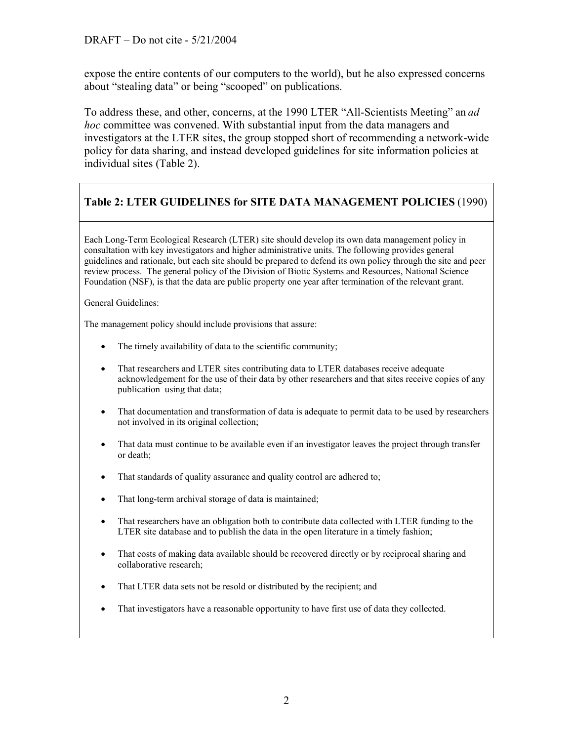expose the entire contents of our computers to the world), but he also expressed concerns about "stealing data" or being "scooped" on publications.

To address these, and other, concerns, at the 1990 LTER "All-Scientists Meeting" an *ad hoc* committee was convened. With substantial input from the data managers and investigators at the LTER sites, the group stopped short of recommending a network-wide policy for data sharing, and instead developed guidelines for site information policies at individual sites (Table 2).

**Table 2: LTER GUIDELINES for SITE DATA MANAGEMENT POLICIES** (1990)

Each Long-Term Ecological Research (LTER) site should develop its own data management policy in consultation with key investigators and higher administrative units. The following provides general guidelines and rationale, but each site should be prepared to defend its own policy through the site and peer review process. The general policy of the Division of Biotic Systems and Resources, National Science Foundation (NSF), is that the data are public property one year after termination of the relevant grant.

General Guidelines:

The management policy should include provisions that assure:

- The timely availability of data to the scientific community;
- That researchers and LTER sites contributing data to LTER databases receive adequate acknowledgement for the use of their data by other researchers and that sites receive copies of any publication using that data;
- That documentation and transformation of data is adequate to permit data to be used by researchers not involved in its original collection;
- That data must continue to be available even if an investigator leaves the project through transfer or death;
- That standards of quality assurance and quality control are adhered to;
- That long-term archival storage of data is maintained;
- That researchers have an obligation both to contribute data collected with LTER funding to the LTER site database and to publish the data in the open literature in a timely fashion;
- That costs of making data available should be recovered directly or by reciprocal sharing and collaborative research;
- That LTER data sets not be resold or distributed by the recipient; and
- That investigators have a reasonable opportunity to have first use of data they collected.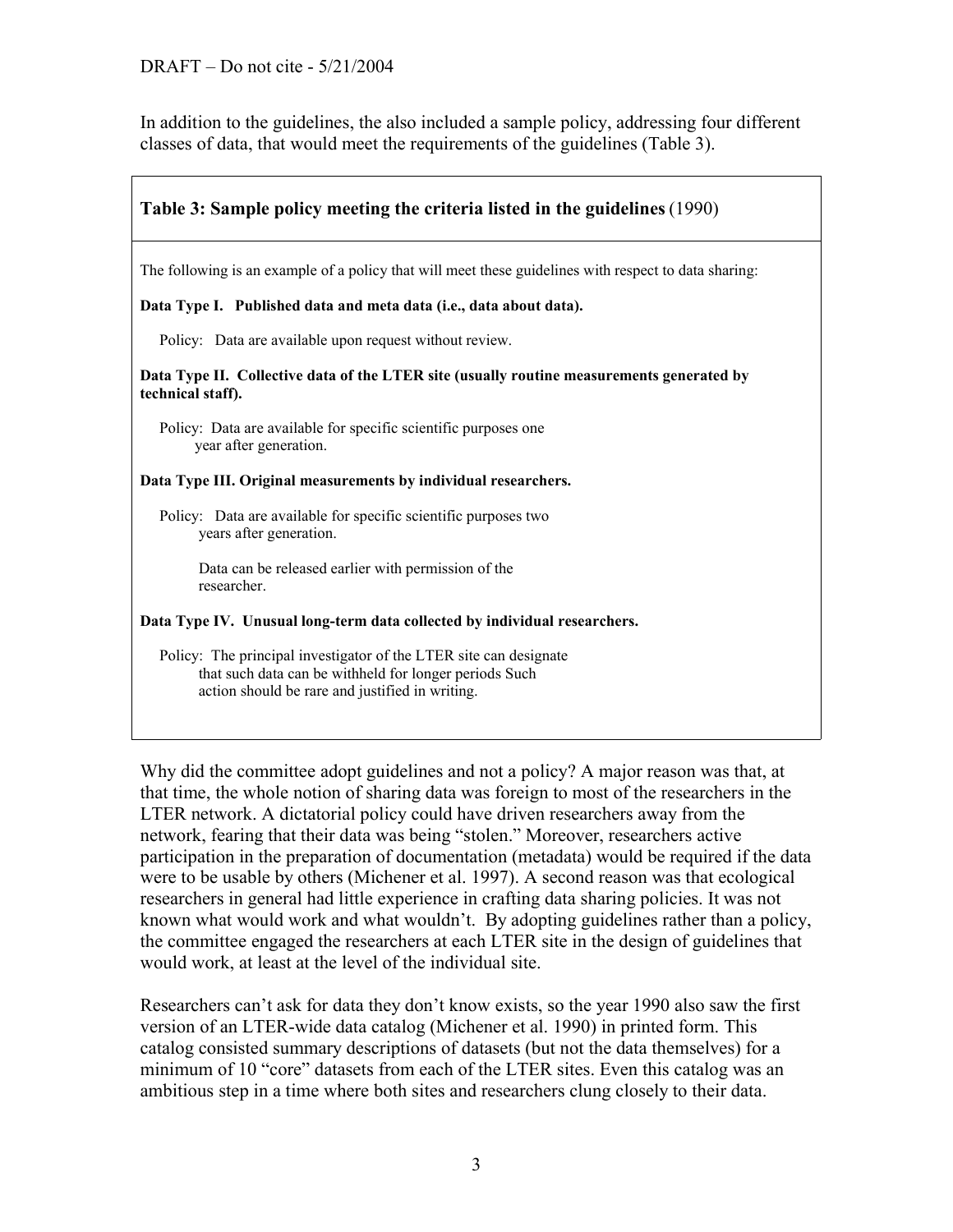In addition to the guidelines, the also included a sample policy, addressing four different classes of data, that would meet the requirements of the guidelines (Table 3).

**Table 3: Sample policy meeting the criteria listed in the guidelines** (1990)

The following is an example of a policy that will meet these guidelines with respect to data sharing:

**Data Type I. Published data and meta data (i.e., data about data).**

Policy: Data are available upon request without review.

**Data Type II. Collective data of the LTER site (usually routine measurements generated by technical staff).**

Policy: Data are available for specific scientific purposes one year after generation.

**Data Type III. Original measurements by individual researchers.**

Policy: Data are available for specific scientific purposes two years after generation.

Data can be released earlier with permission of the researcher.

**Data Type IV. Unusual long-term data collected by individual researchers.**

Policy: The principal investigator of the LTER site can designate that such data can be withheld for longer periods Such action should be rare and justified in writing.

Why did the committee adopt guidelines and not a policy? A major reason was that, at that time, the whole notion of sharing data was foreign to most of the researchers in the LTER network. A dictatorial policy could have driven researchers away from the network, fearing that their data was being "stolen." Moreover, researchers active participation in the preparation of documentation (metadata) would be required if the data were to be usable by others (Michener et al. 1997). A second reason was that ecological researchers in general had little experience in crafting data sharing policies. It was not known what would work and what wouldn't. By adopting guidelines rather than a policy, the committee engaged the researchers at each LTER site in the design of guidelines that would work, at least at the level of the individual site.

Researchers can't ask for data they don't know exists, so the year 1990 also saw the first version of an LTER-wide data catalog (Michener et al. 1990) in printed form. This catalog consisted summary descriptions of datasets (but not the data themselves) for a minimum of 10 "core" datasets from each of the LTER sites. Even this catalog was an ambitious step in a time where both sites and researchers clung closely to their data.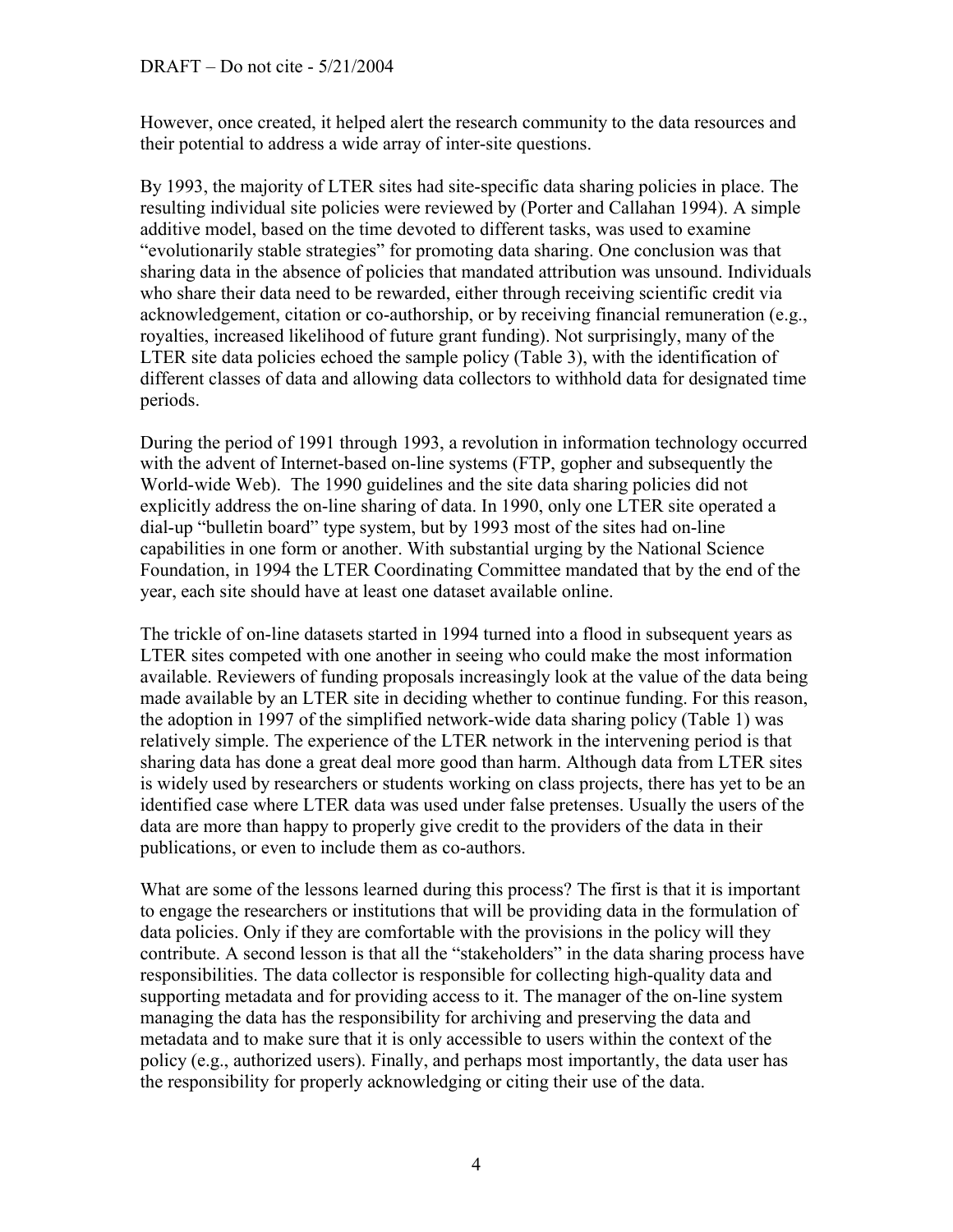However, once created, it helped alert the research community to the data resources and their potential to address a wide array of inter-site questions.

By 1993, the majority of LTER sites had site-specific data sharing policies in place. The resulting individual site policies were reviewed by (Porter and Callahan 1994). A simple additive model, based on the time devoted to different tasks, was used to examine "evolutionarily stable strategies" for promoting data sharing. One conclusion was that sharing data in the absence of policies that mandated attribution was unsound. Individuals who share their data need to be rewarded, either through receiving scientific credit via acknowledgement, citation or co-authorship, or by receiving financial remuneration (e.g., royalties, increased likelihood of future grant funding). Not surprisingly, many of the LTER site data policies echoed the sample policy (Table 3), with the identification of different classes of data and allowing data collectors to withhold data for designated time periods.

During the period of 1991 through 1993, a revolution in information technology occurred with the advent of Internet-based on-line systems (FTP, gopher and subsequently the World-wide Web). The 1990 guidelines and the site data sharing policies did not explicitly address the on-line sharing of data. In 1990, only one LTER site operated a dial-up "bulletin board" type system, but by 1993 most of the sites had on-line capabilities in one form or another. With substantial urging by the National Science Foundation, in 1994 the LTER Coordinating Committee mandated that by the end of the year, each site should have at least one dataset available online.

The trickle of on-line datasets started in 1994 turned into a flood in subsequent years as LTER sites competed with one another in seeing who could make the most information available. Reviewers of funding proposals increasingly look at the value of the data being made available by an LTER site in deciding whether to continue funding. For this reason, the adoption in 1997 of the simplified network-wide data sharing policy (Table 1) was relatively simple. The experience of the LTER network in the intervening period is that sharing data has done a great deal more good than harm. Although data from LTER sites is widely used by researchers or students working on class projects, there has yet to be an identified case where LTER data was used under false pretenses. Usually the users of the data are more than happy to properly give credit to the providers of the data in their publications, or even to include them as co-authors.

What are some of the lessons learned during this process? The first is that it is important to engage the researchers or institutions that will be providing data in the formulation of data policies. Only if they are comfortable with the provisions in the policy will they contribute. A second lesson is that all the "stakeholders" in the data sharing process have responsibilities. The data collector is responsible for collecting high-quality data and supporting metadata and for providing access to it. The manager of the on-line system managing the data has the responsibility for archiving and preserving the data and metadata and to make sure that it is only accessible to users within the context of the policy (e.g., authorized users). Finally, and perhaps most importantly, the data user has the responsibility for properly acknowledging or citing their use of the data.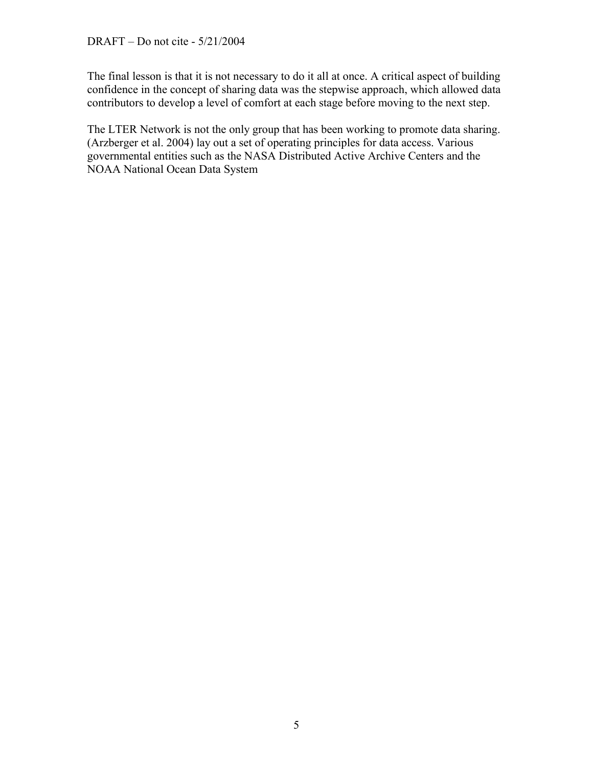The final lesson is that it is not necessary to do it all at once. A critical aspect of building confidence in the concept of sharing data was the stepwise approach, which allowed data contributors to develop a level of comfort at each stage before moving to the next step.

The LTER Network is not the only group that has been working to promote data sharing. (Arzberger et al. 2004) lay out a set of operating principles for data access. Various governmental entities such as the NASA Distributed Active Archive Centers and the NOAA National Ocean Data System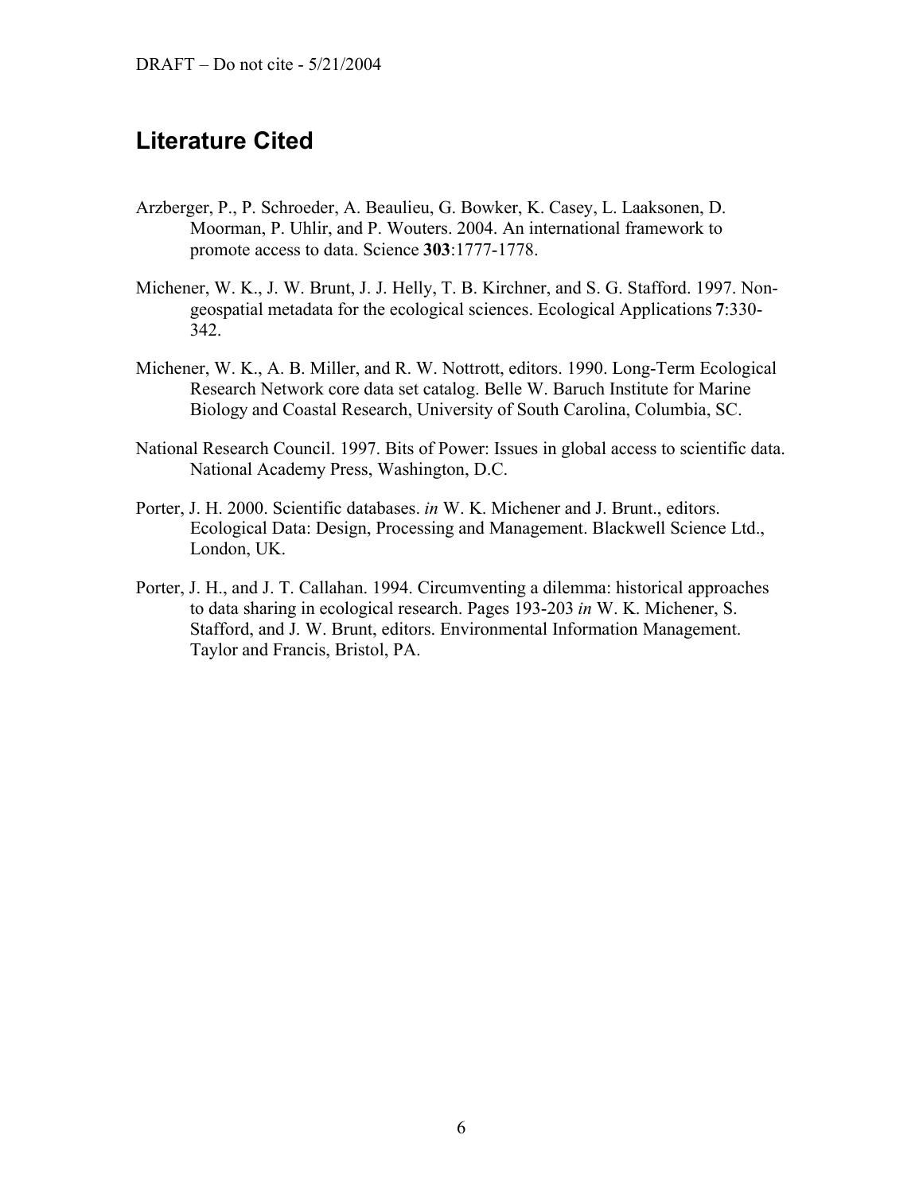## Literature Cited

Arzberger, P., P. Schroeder, A. Beaulieu, G. Bowker, K. Casey, L. Laaksonen, D. Moorman, P. Uhlir, and P. Wouters. 2004. An international framework to promote access to data. Science **303**:1777-1778.

Michener, W. K., J. W. Brunt, J. J. Helly, T. B. Kirchner, and S. G. Stafford. 1997. Non-geospatial metadata for the ecological sciences. Ecological Applications **7**:330-342.

Michener, W. K., A. B. Miller, and R. W. Nottrott, editors. 1990. Long-Term Ecological Research Network core data set catalog. Belle W. Baruch Institute for Marine Biology and Coastal Research, University of South Carolina, Columbia, SC.

National Research Council. 1997. Bits of Power: Issues in global access to scientific data. National Academy Press, Washington, D.C.

Porter, J. H. 2000. Scientific databases. *in* W. K. Michener and J. Brunt., editors. Ecological Data: Design, Processing and Management. Blackwell Science Ltd., London, UK.

Porter, J. H., and J. T. Callahan. 1994. Circumventing a dilemma: historical approaches to data sharing in ecological research. Pages 193-203 *in* W. K. Michener, S. Stafford, and J. W. Brunt, editors. Environmental Information Management. Taylor and Francis, Bristol, PA.